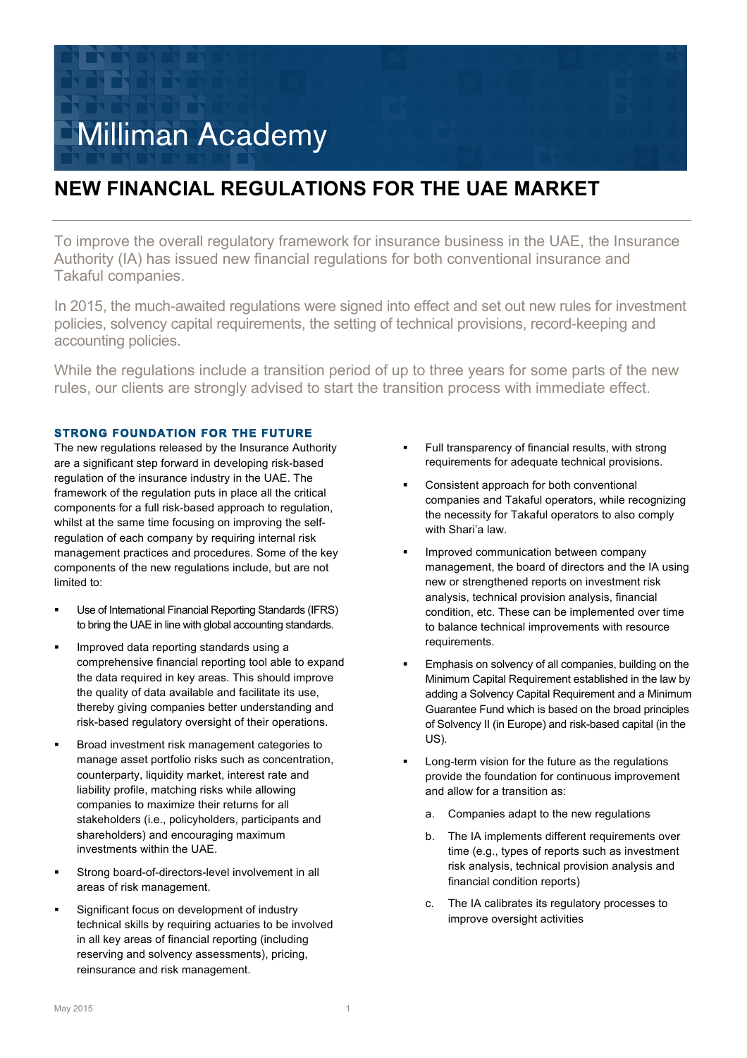# Milliman Academy

## NEW FINANCIAL REGULATIONS FOR THE UAE MARKET

To improve the overall regulatory framework for insurance business in the UAE, the Insurance Authority (IA) has issued new financial regulations for both conventional insurance and Takaful companies.

In 2015, the much-awaited regulations were signed into effect and set out new rules for investment policies, solvency capital requirements, the setting of technical provisions, record-keeping and accounting policies.

While the regulations include a transition period of up to three years for some parts of the new rules, our clients are strongly advised to start the transition process with immediate effect.

### STRONG FOUNDATION FOR THE FUTURE

The new regulations released by the Insurance Authority are a significant step forward in developing risk-based regulation of the insurance industry in the UAE. The framework of the regulation puts in place all the critical components for a full risk-based approach to regulation, whilst at the same time focusing on improving the self-regulation of each company by requiring internal risk management practices and procedures. Some of the key components of the new regulations include, but are not limited to:

- Use of International Financial Reporting Standards (IFRS) to bring the UAE in line with global accounting standards.
- Improved data reporting standards using a comprehensive financial reporting tool able to expand the data required in key areas. This should improve the quality of data available and facilitate its use, thereby giving companies better understanding and risk-based regulatory oversight of their operations.
- Broad investment risk management categories to manage asset portfolio risks such as concentration, counterparty, liquidity market, interest rate and liability profile, matching risks while allowing companies to maximize their returns for all stakeholders (i.e., policyholders, participants and shareholders) and encouraging maximum investments within the UAE.
- Strong board-of-directors-level involvement in all areas of risk management.
- Significant focus on development of industry technical skills by requiring actuaries to be involved in all key areas of financial reporting (including reserving and solvency assessments), pricing, reinsurance and risk management.
- Full transparency of financial results, with strong requirements for adequate technical provisions.
- Consistent approach for both conventional companies and Takaful operators, while recognizing the necessity for Takaful operators to also comply with Shari'a law.
- Improved communication between company management, the board of directors and the IA using new or strengthened reports on investment risk analysis, technical provision analysis, financial condition, etc. These can be implemented over time to balance technical improvements with resource requirements.
- Emphasis on solvency of all companies, building on the Minimum Capital Requirement established in the law by adding a Solvency Capital Requirement and a Minimum Guarantee Fund which is based on the broad principles of Solvency II (in Europe) and risk-based capital (in the US).
- Long-term vision for the future as the regulations provide the foundation for continuous improvement and allow for a transition as:
  a. Companies adapt to the new regulations
  b. The IA implements different requirements over time (e.g., types of reports such as investment risk analysis, technical provision analysis and financial condition reports)
  c. The IA calibrates its regulatory processes to improve oversight activities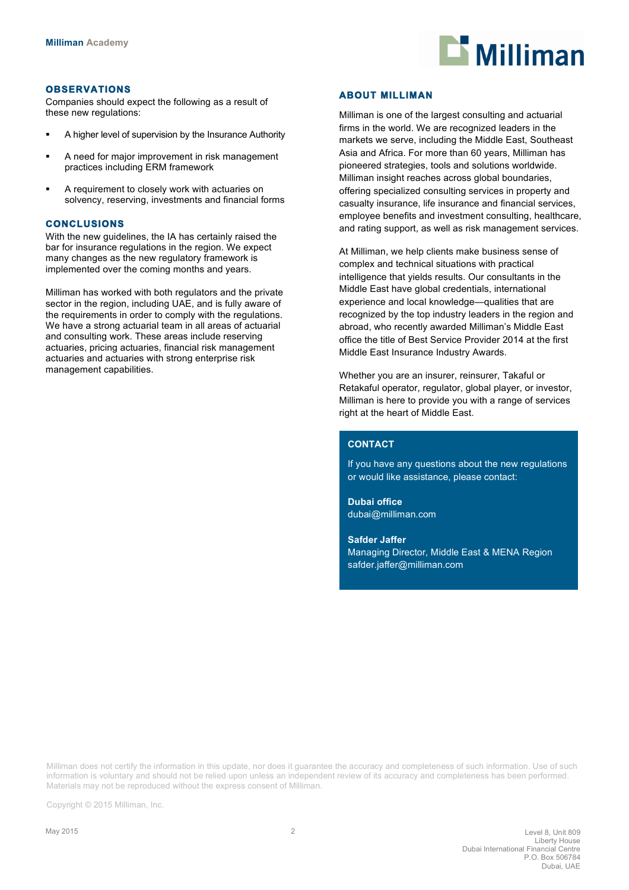## OBSERVATIONS

Companies should expect the following as a result of these new regulations:

- A higher level of supervision by the Insurance Authority
- A need for major improvement in risk management practices including ERM framework
- A requirement to closely work with actuaries on solvency, reserving, investments and financial forms

## CONCLUSIONS

With the new guidelines, the IA has certainly raised the bar for insurance regulations in the region. We expect many changes as the new regulatory framework is implemented over the coming months and years.

Milliman has worked with both regulators and the private sector in the region, including UAE, and is fully aware of the requirements in order to comply with the regulations. We have a strong actuarial team in all areas of actuarial and consulting work. These areas include reserving actuaries, pricing actuaries, financial risk management actuaries and actuaries with strong enterprise risk management capabilities.

## ABOUT MILLIMAN

Milliman is one of the largest consulting and actuarial firms in the world. We are recognized leaders in the markets we serve, including the Middle East, Southeast Asia and Africa. For more than 60 years, Milliman has pioneered strategies, tools and solutions worldwide. Milliman insight reaches across global boundaries, offering specialized consulting services in property and casualty insurance, life insurance and financial services, employee benefits and investment consulting, healthcare, and rating support, as well as risk management services.

At Milliman, we help clients make business sense of complex and technical situations with practical intelligence that yields results. Our consultants in the Middle East have global credentials, international experience and local knowledge—qualities that are recognized by the top industry leaders in the region and abroad, who recently awarded Milliman's Middle East office the title of Best Service Provider 2014 at the first Middle East Insurance Industry Awards.

Whether you are an insurer, reinsurer, Takaful or Retakaful operator, regulator, global player, or investor, Milliman is here to provide you with a range of services right at the heart of Middle East.

### CONTACT

If you have any questions about the new regulations or would like assistance, please contact:

**Dubai office**
dubai@milliman.com

**Safder Jaffer**
Managing Director, Middle East & MENA Region
safder.jaffer@milliman.com

Milliman does not certify the information in this update, nor does it guarantee the accuracy and completeness of such information. Use of such information is voluntary and should not be relied upon unless an independent review of its accuracy and completeness has been performed. Materials may not be reproduced without the express consent of Milliman.

Copyright © 2015 Milliman, Inc.

May 2015

Level 8, Unit 809
Liberty House
Dubai International Financial Centre
P.O. Box 506784
Dubai, UAE